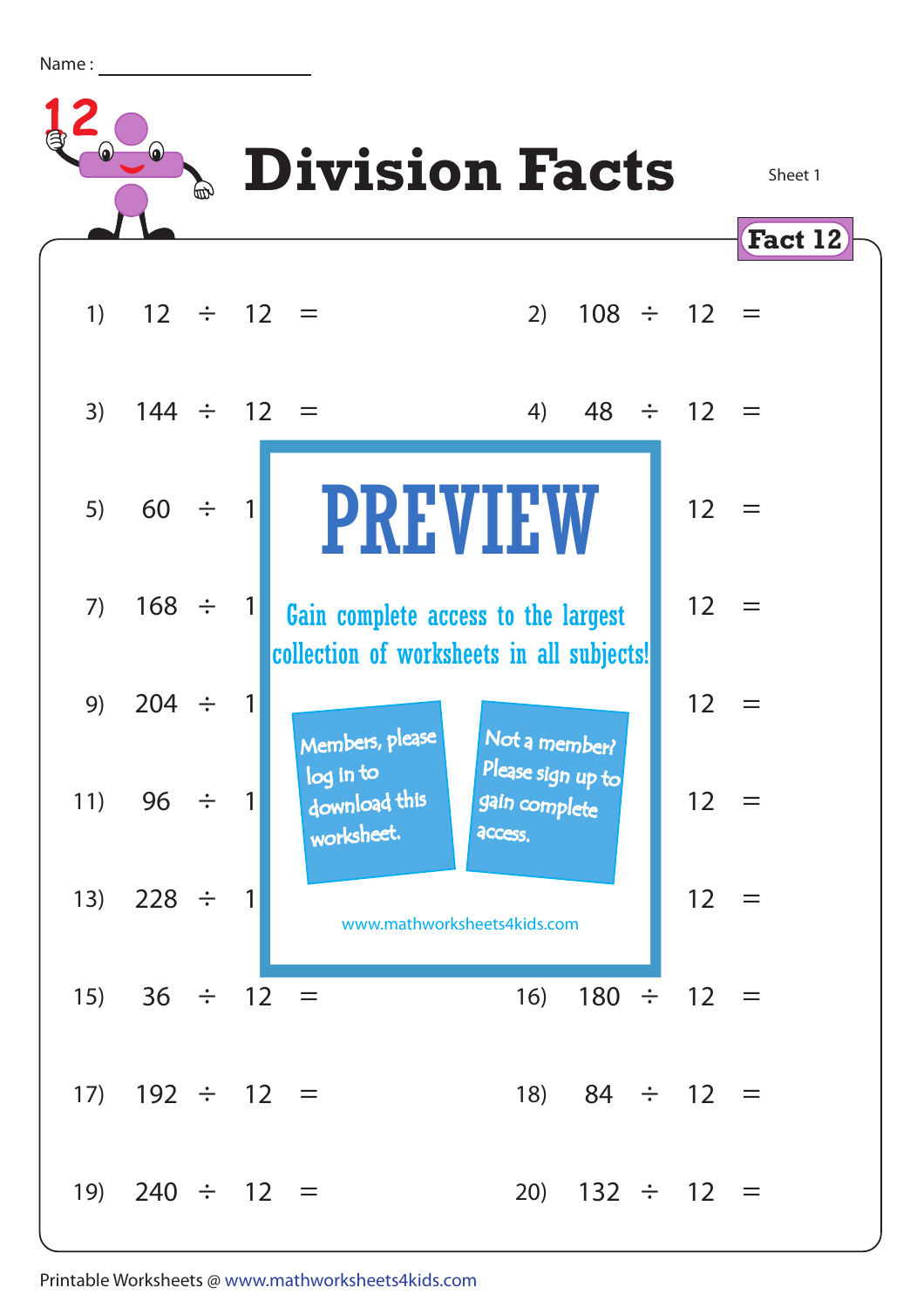Name : ____________________

# Division Facts

Sheet 1

**Fact 12**

1) $12 \div 12 =$

2) $108 \div 12 =$

3) $144 \div 12 =$

4) $48 \div 12 =$

5) $60 \div 1$

6) $12 =$

7) $168 \div 1$

8) $12 =$

9) $204 \div 1$

10) $12 =$

11) $96 \div 1$

12) $12 =$

13) $228 \div 1$

14) $12 =$

15) $36 \div 12 =$

16) $180 \div 12 =$

17) $192 \div 12 =$

18) $84 \div 12 =$

19) $240 \div 12 =$

20) $132 \div 12 =$

**PREVIEW**

Gain complete access to the largest collection of worksheets in all subjects!

Members, please log in to download this worksheet.

Not a member? Please sign up to gain complete access.

www.mathworksheets4kids.com

Printable Worksheets @ www.mathworksheets4kids.com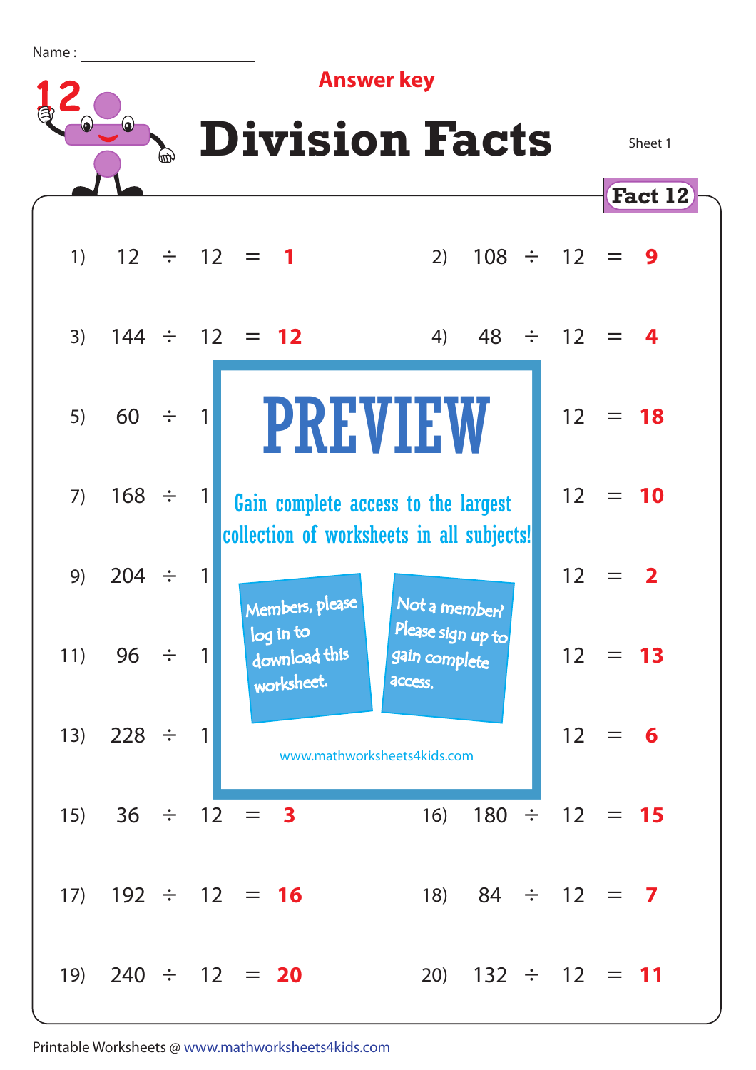Name : ____________________

**Answer key**

# Division Facts

Sheet 1

**Fact 12**

1) $12 \div 12 = $ **1**

2) $108 \div 12 = $ **9**

3) $144 \div 12 = $ **12**

4) $48 \div 12 = $ **4**

5) $60 \div 1$

6) $12 = $ **18**

7) $168 \div 1$

8) $12 = $ **10**

9) $204 \div 1$

10) $12 = $ **2**

11) $96 \div 1$

12) $12 = $ **13**

13) $228 \div 1$

14) $12 = $ **6**

15) $36 \div 12 = $ **3**

16) $180 \div 12 = $ **15**

17) $192 \div 12 = $ **16**

18) $84 \div 12 = $ **7**

19) $240 \div 12 = $ **20**

20) $132 \div 12 = $ **11**

**PREVIEW**

Gain complete access to the largest collection of worksheets in all subjects!

Members, please log in to download this worksheet.

Not a member? Please sign up to gain complete access.

www.mathworksheets4kids.com

Printable Worksheets @ www.mathworksheets4kids.com